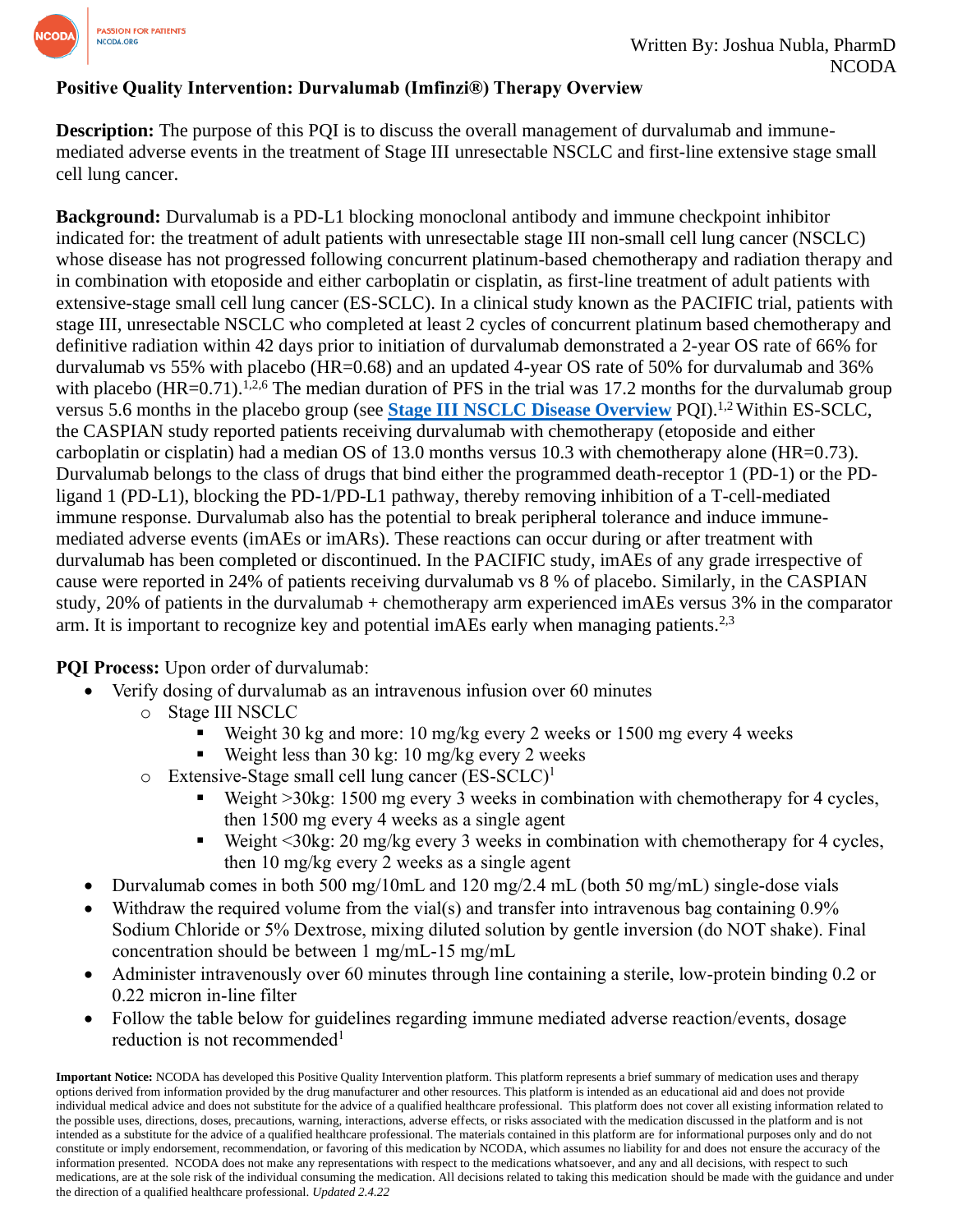Written By: Joshua Nubla, PharmD
NCODA

# Positive Quality Intervention: Durvalumab (Imfinzi®) Therapy Overview

**Description:** The purpose of this PQI is to discuss the overall management of durvalumab and immune-mediated adverse events in the treatment of Stage III unresectable NSCLC and first-line extensive stage small cell lung cancer.

**Background:** Durvalumab is a PD-L1 blocking monoclonal antibody and immune checkpoint inhibitor indicated for: the treatment of adult patients with unresectable stage III non-small cell lung cancer (NSCLC) whose disease has not progressed following concurrent platinum-based chemotherapy and radiation therapy and in combination with etoposide and either carboplatin or cisplatin, as first-line treatment of adult patients with extensive-stage small cell lung cancer (ES-SCLC). In a clinical study known as the PACIFIC trial, patients with stage III, unresectable NSCLC who completed at least 2 cycles of concurrent platinum based chemotherapy and definitive radiation within 42 days prior to initiation of durvalumab demonstrated a 2-year OS rate of 66% for durvalumab vs 55% with placebo (HR=0.68) and an updated 4-year OS rate of 50% for durvalumab and 36% with placebo (HR=0.71).[1,2,6] The median duration of PFS in the trial was 17.2 months for the durvalumab group versus 5.6 months in the placebo group (see **Stage III NSCLC Disease Overview** PQI).[1,2] Within ES-SCLC, the CASPIAN study reported patients receiving durvalumab with chemotherapy (etoposide and either carboplatin or cisplatin) had a median OS of 13.0 months versus 10.3 with chemotherapy alone (HR=0.73). Durvalumab belongs to the class of drugs that bind either the programmed death-receptor 1 (PD-1) or the PD-ligand 1 (PD-L1), blocking the PD-1/PD-L1 pathway, thereby removing inhibition of a T-cell-mediated immune response. Durvalumab also has the potential to break peripheral tolerance and induce immune-mediated adverse events (imAEs or imARs). These reactions can occur during or after treatment with durvalumab has been completed or discontinued. In the PACIFIC study, imAEs of any grade irrespective of cause were reported in 24% of patients receiving durvalumab vs 8 % of placebo. Similarly, in the CASPIAN study, 20% of patients in the durvalumab + chemotherapy arm experienced imAEs versus 3% in the comparator arm. It is important to recognize key and potential imAEs early when managing patients.[2,3]

**PQI Process:** Upon order of durvalumab:

- Verify dosing of durvalumab as an intravenous infusion over 60 minutes
  - Stage III NSCLC
    - Weight 30 kg and more: 10 mg/kg every 2 weeks or 1500 mg every 4 weeks
    - Weight less than 30 kg: 10 mg/kg every 2 weeks
  - Extensive-Stage small cell lung cancer (ES-SCLC)[1]
    - Weight >30kg: 1500 mg every 3 weeks in combination with chemotherapy for 4 cycles, then 1500 mg every 4 weeks as a single agent
    - Weight <30kg: 20 mg/kg every 3 weeks in combination with chemotherapy for 4 cycles, then 10 mg/kg every 2 weeks as a single agent
- Durvalumab comes in both 500 mg/10mL and 120 mg/2.4 mL (both 50 mg/mL) single-dose vials
- Withdraw the required volume from the vial(s) and transfer into intravenous bag containing 0.9% Sodium Chloride or 5% Dextrose, mixing diluted solution by gentle inversion (do NOT shake). Final concentration should be between 1 mg/mL-15 mg/mL
- Administer intravenously over 60 minutes through line containing a sterile, low-protein binding 0.2 or 0.22 micron in-line filter
- Follow the table below for guidelines regarding immune mediated adverse reaction/events, dosage reduction is not recommended[1]

**Important Notice:** NCODA has developed this Positive Quality Intervention platform. This platform represents a brief summary of medication uses and therapy options derived from information provided by the drug manufacturer and other resources. This platform is intended as an educational aid and does not provide individual medical advice and does not substitute for the advice of a qualified healthcare professional. This platform does not cover all existing information related to the possible uses, directions, doses, precautions, warning, interactions, adverse effects, or risks associated with the medication discussed in the platform and is not intended as a substitute for the advice of a qualified healthcare professional. The materials contained in this platform are for informational purposes only and do not constitute or imply endorsement, recommendation, or favoring of this medication by NCODA, which assumes no liability for and does not ensure the accuracy of the information presented. NCODA does not make any representations with respect to the medications whatsoever, and any and all decisions, with respect to such medications, are at the sole risk of the individual consuming the medication. All decisions related to taking this medication should be made with the guidance and under the direction of a qualified healthcare professional. *Updated 2.4.22*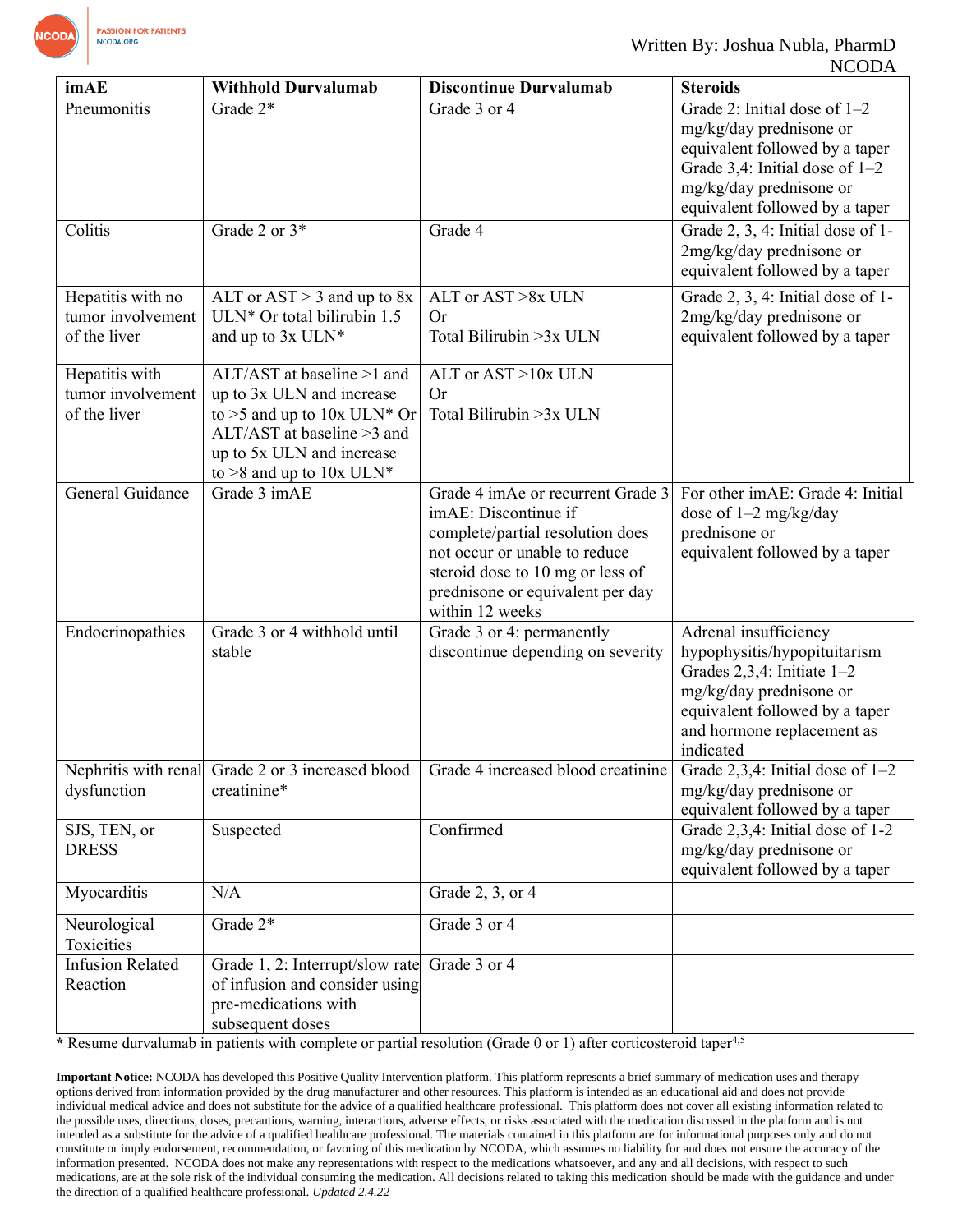| imAE | Withhold Durvalumab | Discontinue Durvalumab | Steroids |
|---|---|---|---|
| Pneumonitis | Grade 2* | Grade 3 or 4 | Grade 2: Initial dose of 1–2 mg/kg/day prednisone or equivalent followed by a taper<br>Grade 3,4: Initial dose of 1–2 mg/kg/day prednisone or equivalent followed by a taper |
| Colitis | Grade 2 or 3* | Grade 4 | Grade 2, 3, 4: Initial dose of 1-2mg/kg/day prednisone or equivalent followed by a taper |
| Hepatitis with no tumor involvement of the liver | ALT or AST > 3 and up to 8x ULN* Or total bilirubin 1.5 and up to 3x ULN* | ALT or AST >8x ULN<br>Or<br>Total Bilirubin >3x ULN | Grade 2, 3, 4: Initial dose of 1-2mg/kg/day prednisone or equivalent followed by a taper |
| Hepatitis with tumor involvement of the liver | ALT/AST at baseline >1 and up to 3x ULN and increase to >5 and up to 10x ULN* Or ALT/AST at baseline >3 and up to 5x ULN and increase to >8 and up to 10x ULN* | ALT or AST >10x ULN<br>Or<br>Total Bilirubin >3x ULN | |
| General Guidance | Grade 3 imAE | Grade 4 imAe or recurrent Grade 3 imAE: Discontinue if complete/partial resolution does not occur or unable to reduce steroid dose to 10 mg or less of prednisone or equivalent per day within 12 weeks | For other imAE: Grade 4: Initial dose of 1–2 mg/kg/day prednisone or equivalent followed by a taper |
| Endocrinopathies | Grade 3 or 4 withhold until stable | Grade 3 or 4: permanently discontinue depending on severity | Adrenal insufficiency hypophysitis/hypopituitarism Grades 2,3,4: Initiate 1–2 mg/kg/day prednisone or equivalent followed by a taper and hormone replacement as indicated |
| Nephritis with renal dysfunction | Grade 2 or 3 increased blood creatinine* | Grade 4 increased blood creatinine | Grade 2,3,4: Initial dose of 1–2 mg/kg/day prednisone or equivalent followed by a taper |
| SJS, TEN, or DRESS | Suspected | Confirmed | Grade 2,3,4: Initial dose of 1-2 mg/kg/day prednisone or equivalent followed by a taper |
| Myocarditis | N/A | Grade 2, 3, or 4 | |
| Neurological Toxicities | Grade 2* | Grade 3 or 4 | |
| Infusion Related Reaction | Grade 1, 2: Interrupt/slow rate of infusion and consider using pre-medications with subsequent doses | Grade 3 or 4 | |

\* Resume durvalumab in patients with complete or partial resolution (Grade 0 or 1) after corticosteroid taper[4,5]

**Important Notice:** NCODA has developed this Positive Quality Intervention platform. This platform represents a brief summary of medication uses and therapy options derived from information provided by the drug manufacturer and other resources. This platform is intended as an educational aid and does not provide individual medical advice and does not substitute for the advice of a qualified healthcare professional. This platform does not cover all existing information related to the possible uses, directions, doses, precautions, warning, interactions, adverse effects, or risks associated with the medication discussed in the platform and is not intended as a substitute for the advice of a qualified healthcare professional. The materials contained in this platform are for informational purposes only and do not constitute or imply endorsement, recommendation, or favoring of this medication by NCODA, which assumes no liability for and does not ensure the accuracy of the information presented. NCODA does not make any representations with respect to the medications whatsoever, and any and all decisions, with respect to such medications, are at the sole risk of the individual consuming the medication. All decisions related to taking this medication should be made with the guidance and under the direction of a qualified healthcare professional. *Updated 2.4.22*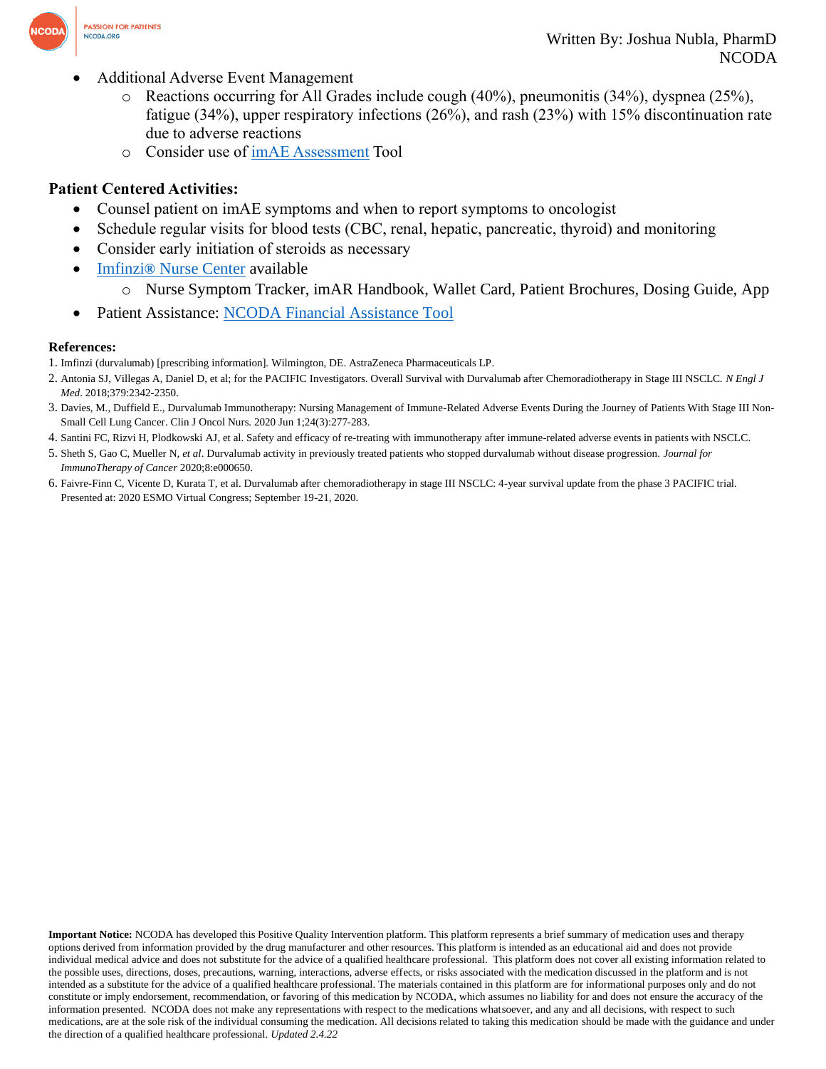- Additional Adverse Event Management
  - Reactions occurring for All Grades include cough (40%), pneumonitis (34%), dyspnea (25%), fatigue (34%), upper respiratory infections (26%), and rash (23%) with 15% discontinuation rate due to adverse reactions
  - Consider use of imAE Assessment Tool

**Patient Centered Activities:**

- Counsel patient on imAE symptoms and when to report symptoms to oncologist
- Schedule regular visits for blood tests (CBC, renal, hepatic, pancreatic, thyroid) and monitoring
- Consider early initiation of steroids as necessary
- Imfinzi® Nurse Center available
  - Nurse Symptom Tracker, imAR Handbook, Wallet Card, Patient Brochures, Dosing Guide, App
- Patient Assistance: NCODA Financial Assistance Tool

**References:**

1. Imfinzi (durvalumab) [prescribing information]. Wilmington, DE. AstraZeneca Pharmaceuticals LP.
2. Antonia SJ, Villegas A, Daniel D, et al; for the PACIFIC Investigators. Overall Survival with Durvalumab after Chemoradiotherapy in Stage III NSCLC. *N Engl J Med*. 2018;379:2342-2350.
3. Davies, M., Duffield E., Durvalumab Immunotherapy: Nursing Management of Immune-Related Adverse Events During the Journey of Patients With Stage III Non-Small Cell Lung Cancer. Clin J Oncol Nurs. 2020 Jun 1;24(3):277-283.
4. Santini FC, Rizvi H, Plodkowski AJ, et al. Safety and efficacy of re-treating with immunotherapy after immune-related adverse events in patients with NSCLC.
5. Sheth S, Gao C, Mueller N, *et al*. Durvalumab activity in previously treated patients who stopped durvalumab without disease progression. *Journal for ImmunoTherapy of Cancer* 2020;8:e000650.
6. Faivre-Finn C, Vicente D, Kurata T, et al. Durvalumab after chemoradiotherapy in stage III NSCLC: 4-year survival update from the phase 3 PACIFIC trial. Presented at: 2020 ESMO Virtual Congress; September 19-21, 2020.

**Important Notice:** NCODA has developed this Positive Quality Intervention platform. This platform represents a brief summary of medication uses and therapy options derived from information provided by the drug manufacturer and other resources. This platform is intended as an educational aid and does not provide individual medical advice and does not substitute for the advice of a qualified healthcare professional. This platform does not cover all existing information related to the possible uses, directions, doses, precautions, warning, interactions, adverse effects, or risks associated with the medication discussed in the platform and is not intended as a substitute for the advice of a qualified healthcare professional. The materials contained in this platform are for informational purposes only and do not constitute or imply endorsement, recommendation, or favoring of this medication by NCODA, which assumes no liability for and does not ensure the accuracy of the information presented. NCODA does not make any representations with respect to the medications whatsoever, and any and all decisions, with respect to such medications, are at the sole risk of the individual consuming the medication. All decisions related to taking this medication should be made with the guidance and under the direction of a qualified healthcare professional. *Updated 2.4.22*